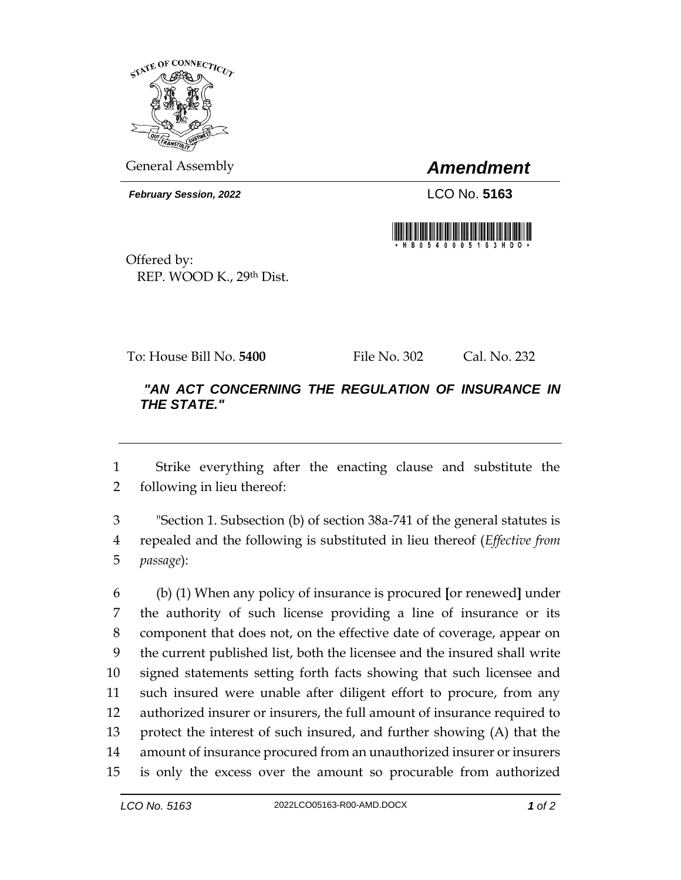General Assembly

# *Amendment*

***February Session, 2022***

LCO No. **5163**

Offered by:
REP. WOOD K., 29th Dist.

To: House Bill No. **5400** File No. 302 Cal. No. 232

***"AN ACT CONCERNING THE REGULATION OF INSURANCE IN THE STATE."***

---

1 Strike everything after the enacting clause and substitute the
2 following in lieu thereof:

3 "Section 1. Subsection (b) of section 38a-741 of the general statutes is
4 repealed and the following is substituted in lieu thereof (*Effective from*
5 *passage*):

6 (b) (1) When any policy of insurance is procured **[**or renewed**]** under
7 the authority of such license providing a line of insurance or its
8 component that does not, on the effective date of coverage, appear on
9 the current published list, both the licensee and the insured shall write
10 signed statements setting forth facts showing that such licensee and
11 such insured were unable after diligent effort to procure, from any
12 authorized insurer or insurers, the full amount of insurance required to
13 protect the interest of such insured, and further showing (A) that the
14 amount of insurance procured from an unauthorized insurer or insurers
15 is only the excess over the amount so procurable from authorized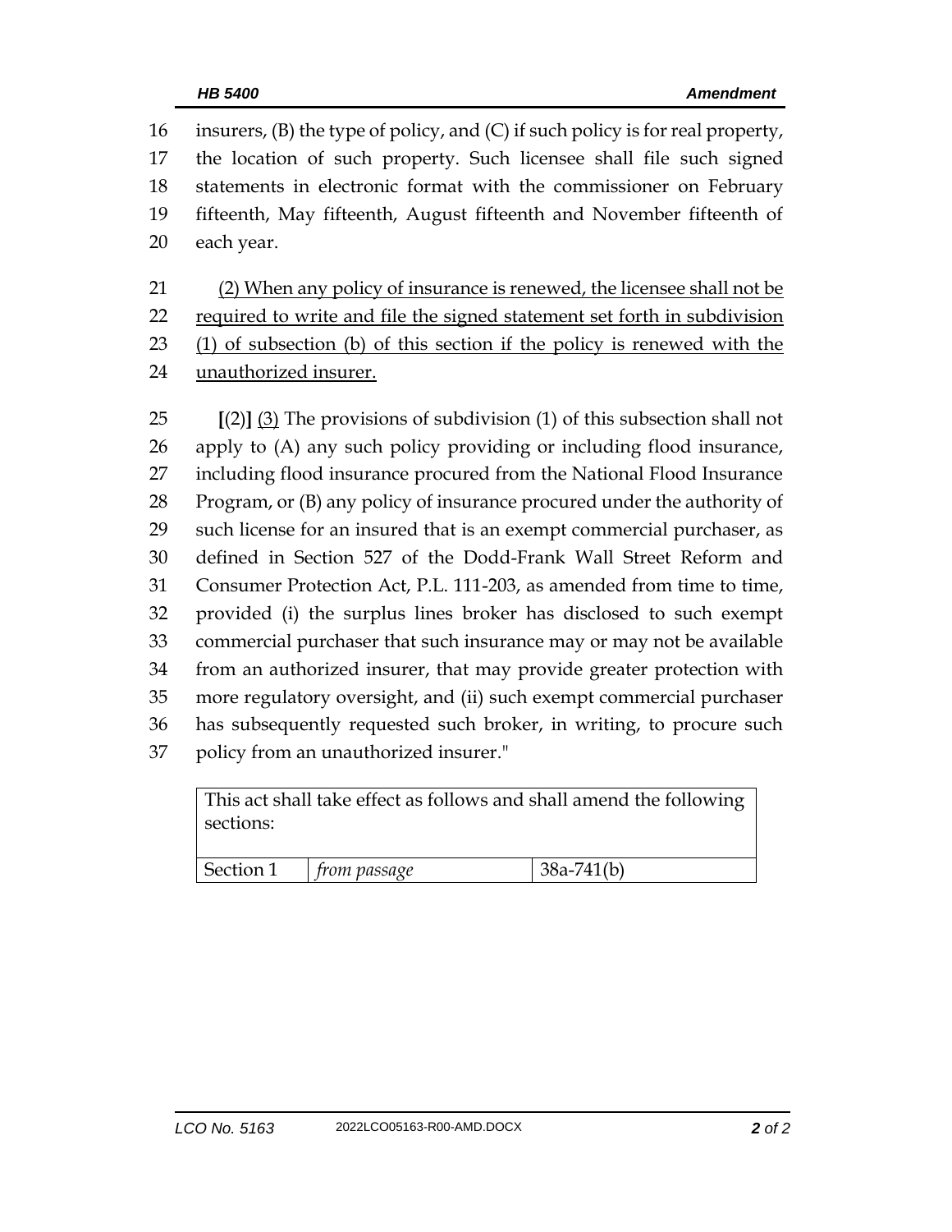insurers, (B) the type of policy, and (C) if such policy is for real property, the location of such property. Such licensee shall file such signed statements in electronic format with the commissioner on February fifteenth, May fifteenth, August fifteenth and November fifteenth of each year.

<u>(2) When any policy of insurance is renewed, the licensee shall not be required to write and file the signed statement set forth in subdivision (1) of subsection (b) of this section if the policy is renewed with the unauthorized insurer.</u>

**[**(2)**]** <u>(3)</u> The provisions of subdivision (1) of this subsection shall not apply to (A) any such policy providing or including flood insurance, including flood insurance procured from the National Flood Insurance Program, or (B) any policy of insurance procured under the authority of such license for an insured that is an exempt commercial purchaser, as defined in Section 527 of the Dodd-Frank Wall Street Reform and Consumer Protection Act, P.L. 111-203, as amended from time to time, provided (i) the surplus lines broker has disclosed to such exempt commercial purchaser that such insurance may or may not be available from an authorized insurer, that may provide greater protection with more regulatory oversight, and (ii) such exempt commercial purchaser has subsequently requested such broker, in writing, to procure such policy from an unauthorized insurer."

| This act shall take effect as follows and shall amend the following sections: | | |
|---|---|---|
| Section 1 | *from passage* | 38a-741(b) |